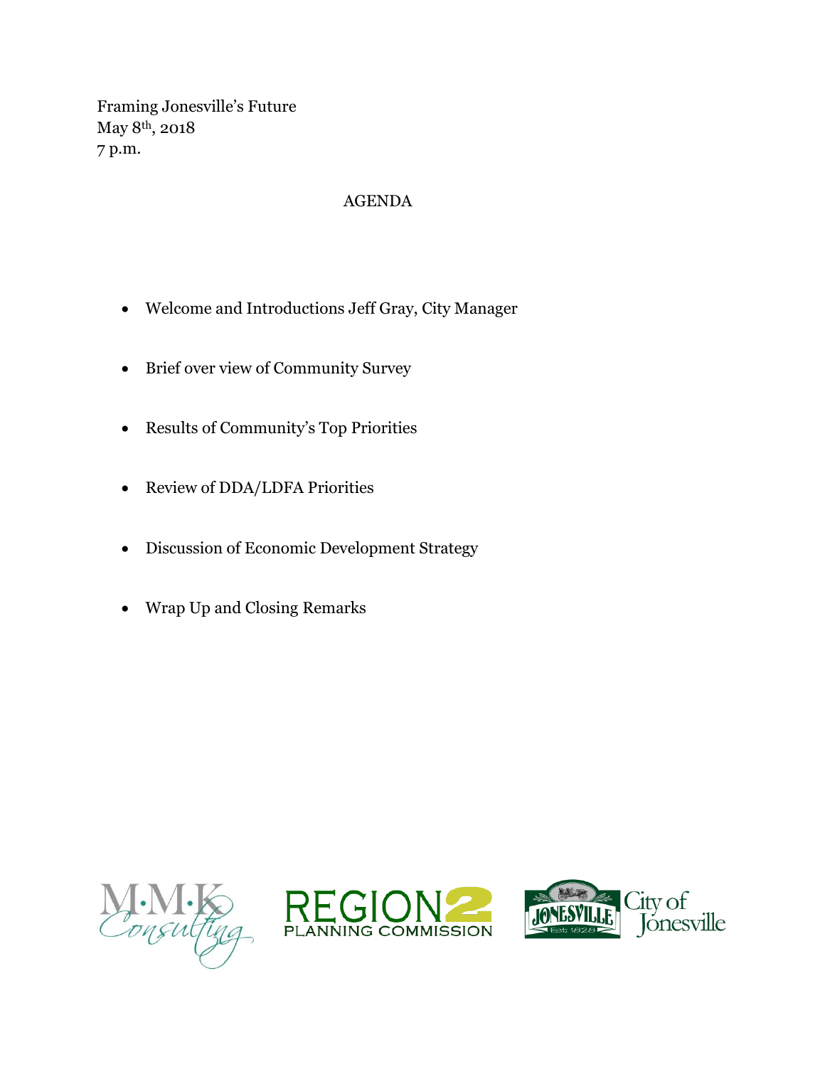Framing Jonesville's Future
May 8th, 2018
7 p.m.

# AGENDA

- Welcome and Introductions Jeff Gray, City Manager
- Brief over view of Community Survey
- Results of Community's Top Priorities
- Review of DDA/LDFA Priorities
- Discussion of Economic Development Strategy
- Wrap Up and Closing Remarks

M·M·K Consulting

REGION 2 PLANNING COMMISSION

JONESVILLE Est. 1828 City of Jonesville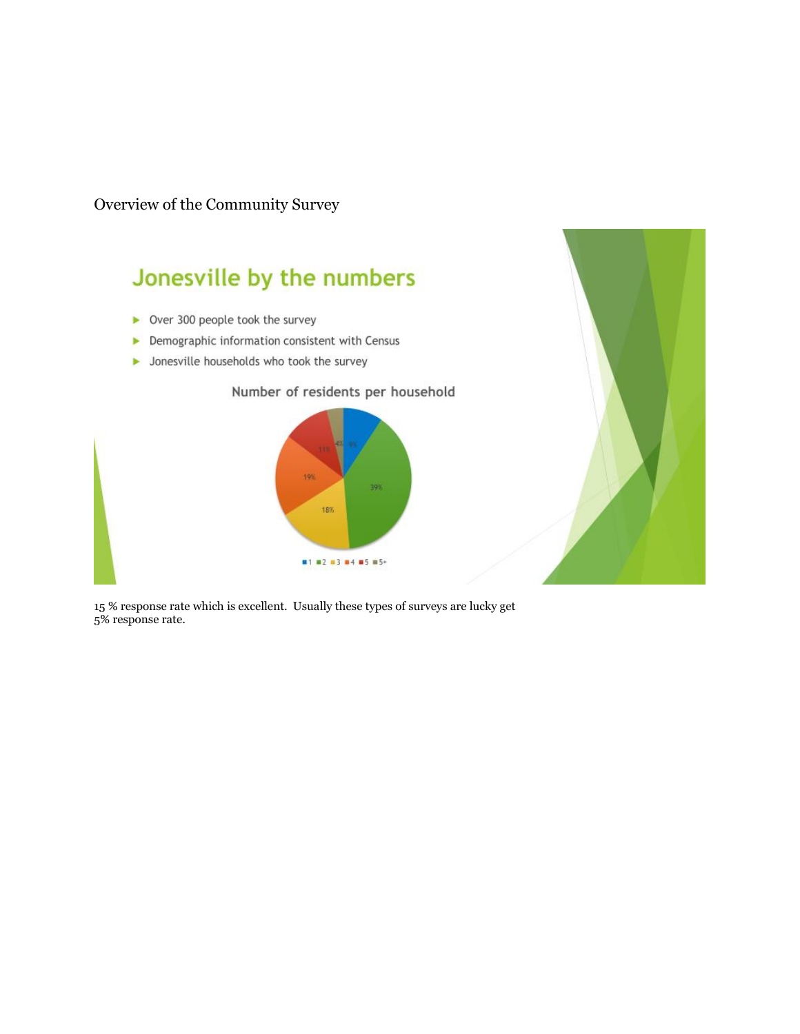Overview of the Community Survey

# Jonesville by the numbers

- Over 300 people took the survey
- Demographic information consistent with Census
- Jonesville households who took the survey

Number of residents per household

| Residents | Percentage |
| --- | --- |
| 1 | 9% |
| 2 | 39% |
| 3 | 18% |
| 4 | 19% |
| 5 | 11% |
| 5+ | 4% |

15 % response rate which is excellent. Usually these types of surveys are lucky get 5% response rate.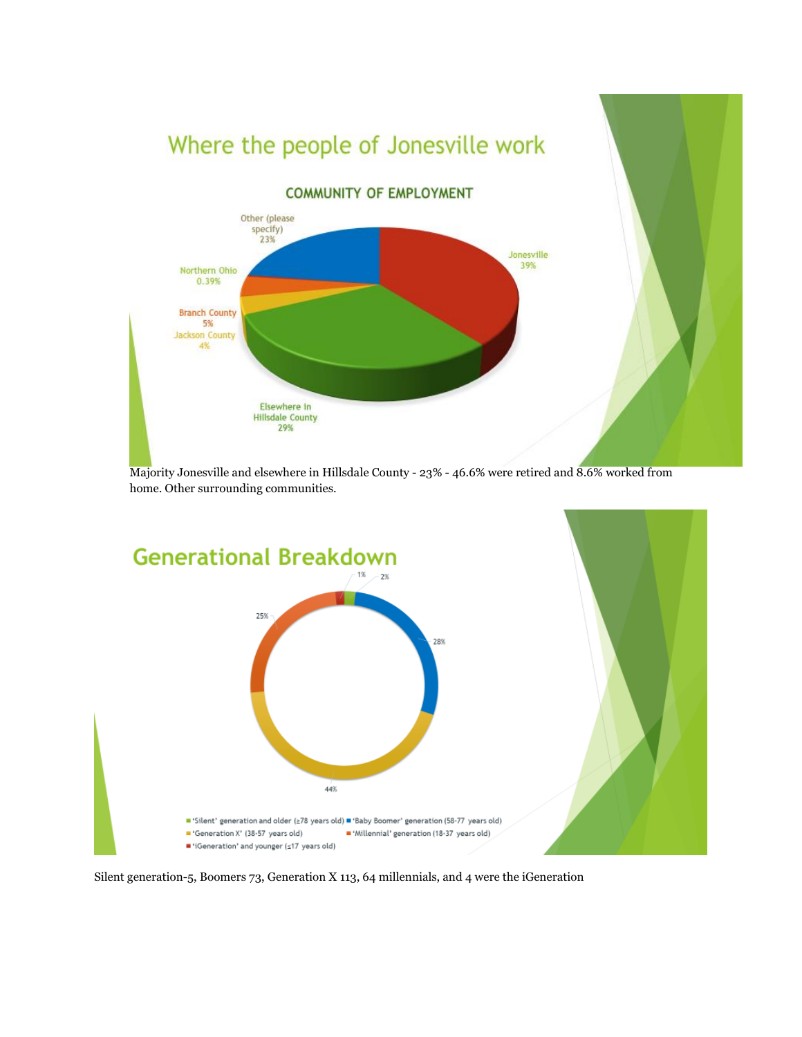## Where the people of Jonesville work

**COMMUNITY OF EMPLOYMENT**

- Jonesville 39%
- Elsewhere in Hillsdale County 29%
- Jackson County 4%
- Branch County 5%
- Northern Ohio 0.39%
- Other (please specify) 23%

Majority Jonesville and elsewhere in Hillsdale County - 23% - 46.6% were retired and 8.6% worked from home. Other surrounding communities.

## Generational Breakdown

- 'Silent' generation and older (≥78 years old) 2%
- 'Baby Boomer' generation (58-77 years old) 28%
- 'Generation X' (38-57 years old) 44%
- 'Millennial' generation (18-37 years old) 25%
- 'iGeneration' and younger (≤17 years old) 1%

Silent generation-5, Boomers 73, Generation X 113, 64 millennials, and 4 were the iGeneration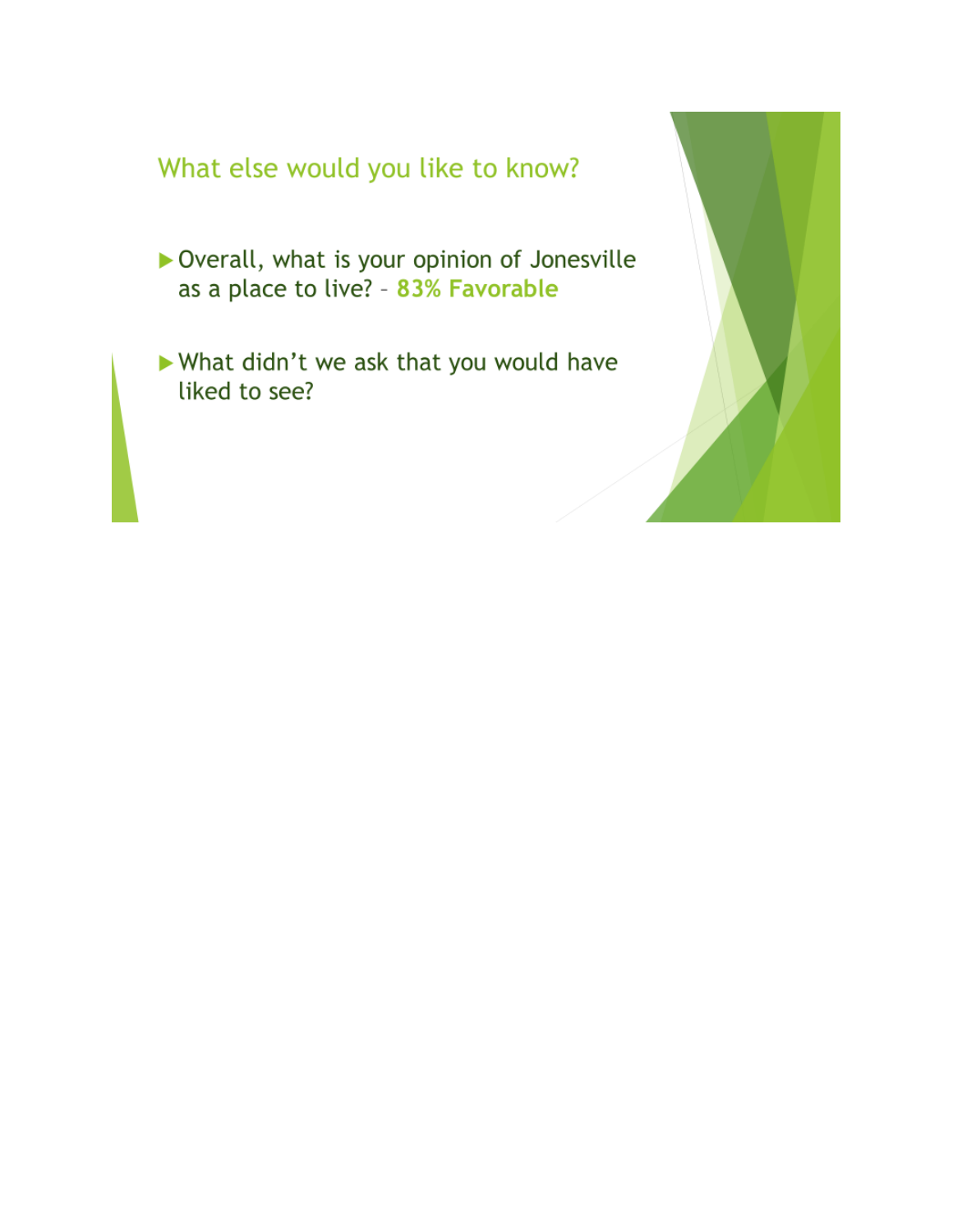## What else would you like to know?

- Overall, what is your opinion of Jonesville as a place to live? – **83% Favorable**
- What didn't we ask that you would have liked to see?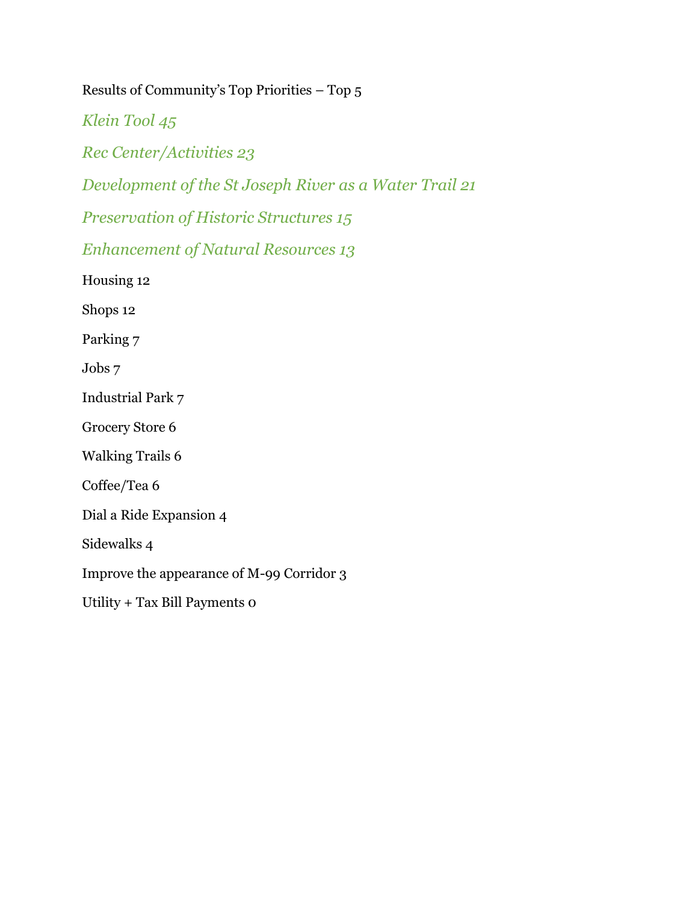Results of Community's Top Priorities – Top 5

*Klein Tool 45*

*Rec Center/Activities 23*

*Development of the St Joseph River as a Water Trail 21*

*Preservation of Historic Structures 15*

*Enhancement of Natural Resources 13*

Housing 12

Shops 12

Parking 7

Jobs 7

Industrial Park 7

Grocery Store 6

Walking Trails 6

Coffee/Tea 6

Dial a Ride Expansion 4

Sidewalks 4

Improve the appearance of M-99 Corridor 3

Utility + Tax Bill Payments 0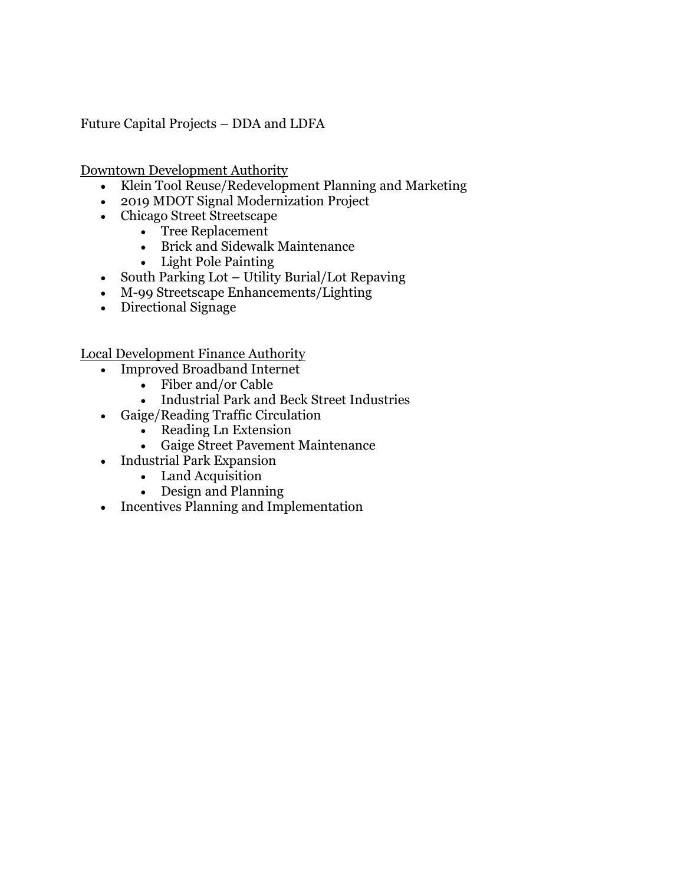Future Capital Projects – DDA and LDFA

Downtown Development Authority

- Klein Tool Reuse/Redevelopment Planning and Marketing
- 2019 MDOT Signal Modernization Project
- Chicago Street Streetscape
    - Tree Replacement
    - Brick and Sidewalk Maintenance
    - Light Pole Painting
- South Parking Lot – Utility Burial/Lot Repaving
- M-99 Streetscape Enhancements/Lighting
- Directional Signage

Local Development Finance Authority

- Improved Broadband Internet
    - Fiber and/or Cable
    - Industrial Park and Beck Street Industries
- Gaige/Reading Traffic Circulation
    - Reading Ln Extension
    - Gaige Street Pavement Maintenance
- Industrial Park Expansion
    - Land Acquisition
    - Design and Planning
- Incentives Planning and Implementation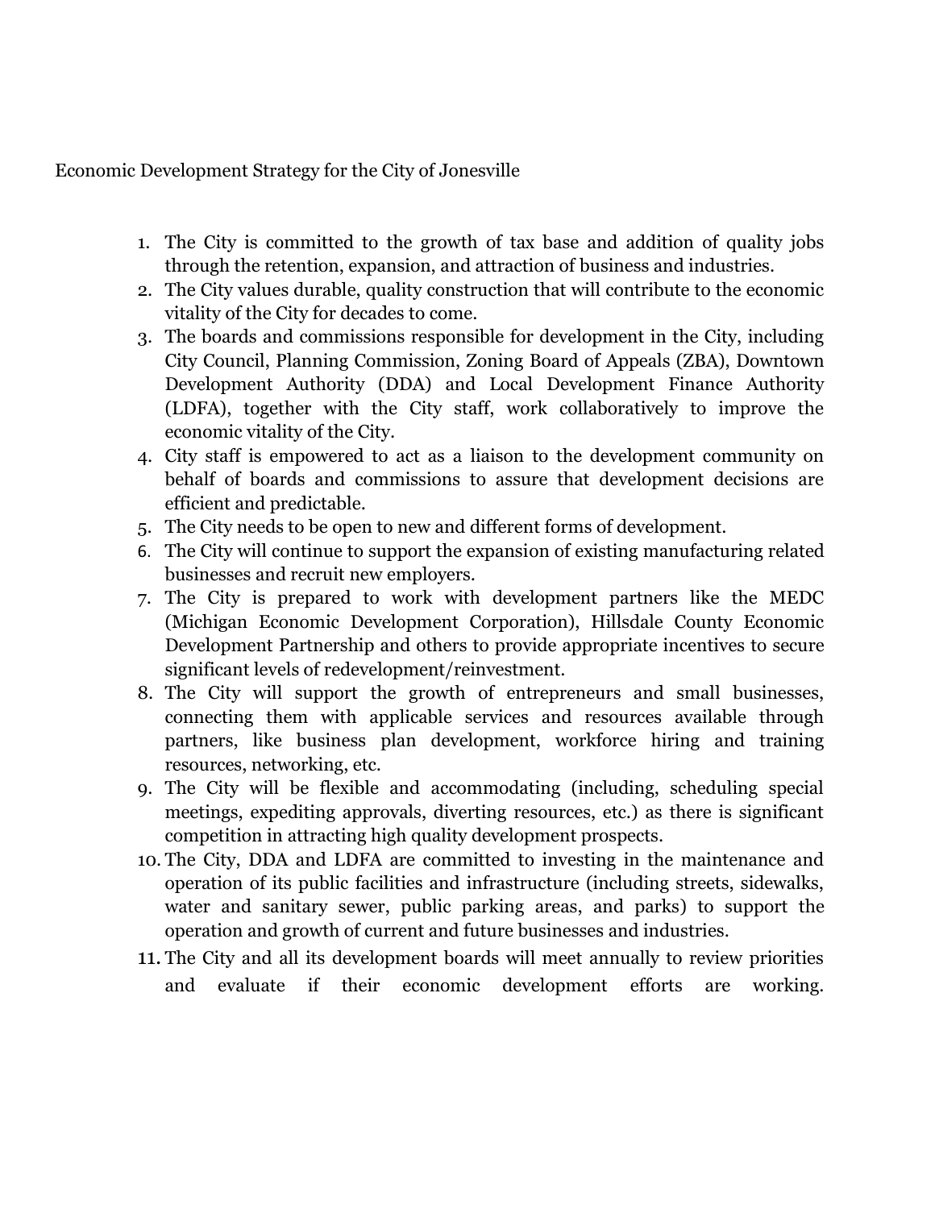Economic Development Strategy for the City of Jonesville

1. The City is committed to the growth of tax base and addition of quality jobs through the retention, expansion, and attraction of business and industries.
2. The City values durable, quality construction that will contribute to the economic vitality of the City for decades to come.
3. The boards and commissions responsible for development in the City, including City Council, Planning Commission, Zoning Board of Appeals (ZBA), Downtown Development Authority (DDA) and Local Development Finance Authority (LDFA), together with the City staff, work collaboratively to improve the economic vitality of the City.
4. City staff is empowered to act as a liaison to the development community on behalf of boards and commissions to assure that development decisions are efficient and predictable.
5. The City needs to be open to new and different forms of development.
6. The City will continue to support the expansion of existing manufacturing related businesses and recruit new employers.
7. The City is prepared to work with development partners like the MEDC (Michigan Economic Development Corporation), Hillsdale County Economic Development Partnership and others to provide appropriate incentives to secure significant levels of redevelopment/reinvestment.
8. The City will support the growth of entrepreneurs and small businesses, connecting them with applicable services and resources available through partners, like business plan development, workforce hiring and training resources, networking, etc.
9. The City will be flexible and accommodating (including, scheduling special meetings, expediting approvals, diverting resources, etc.) as there is significant competition in attracting high quality development prospects.
10. The City, DDA and LDFA are committed to investing in the maintenance and operation of its public facilities and infrastructure (including streets, sidewalks, water and sanitary sewer, public parking areas, and parks) to support the operation and growth of current and future businesses and industries.
11. The City and all its development boards will meet annually to review priorities and evaluate if their economic development efforts are working.